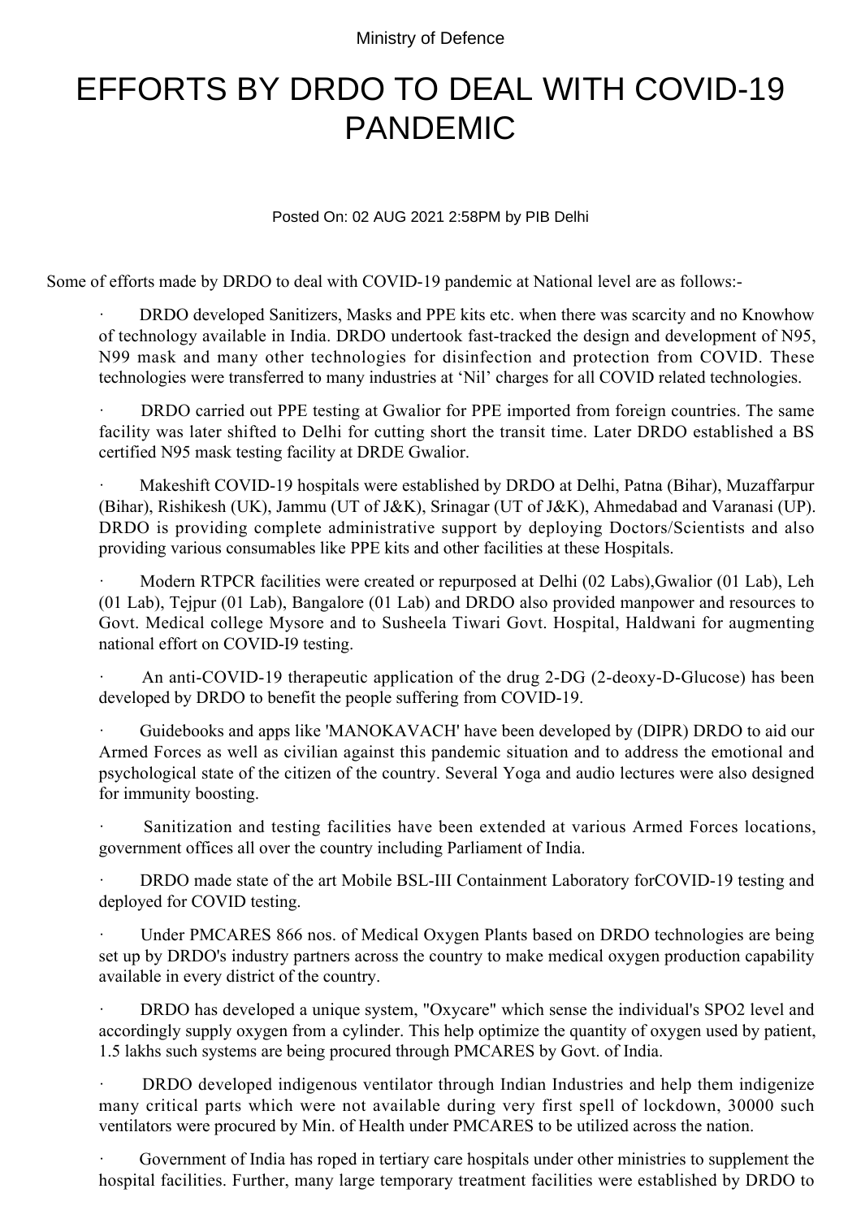Ministry of Defence

# EFFORTS BY DRDO TO DEAL WITH COVID-19 PANDEMIC

Posted On: 02 AUG 2021 2:58PM by PIB Delhi

Some of efforts made by DRDO to deal with COVID-19 pandemic at National level are as follows:-

- DRDO developed Sanitizers, Masks and PPE kits etc. when there was scarcity and no Knowhow of technology available in India. DRDO undertook fast-tracked the design and development of N95, N99 mask and many other technologies for disinfection and protection from COVID. These technologies were transferred to many industries at 'Nil' charges for all COVID related technologies.

- DRDO carried out PPE testing at Gwalior for PPE imported from foreign countries. The same facility was later shifted to Delhi for cutting short the transit time. Later DRDO established a BS certified N95 mask testing facility at DRDE Gwalior.

- Makeshift COVID-19 hospitals were established by DRDO at Delhi, Patna (Bihar), Muzaffarpur (Bihar), Rishikesh (UK), Jammu (UT of J&K), Srinagar (UT of J&K), Ahmedabad and Varanasi (UP). DRDO is providing complete administrative support by deploying Doctors/Scientists and also providing various consumables like PPE kits and other facilities at these Hospitals.

- Modern RTPCR facilities were created or repurposed at Delhi (02 Labs),Gwalior (01 Lab), Leh (01 Lab), Tejpur (01 Lab), Bangalore (01 Lab) and DRDO also provided manpower and resources to Govt. Medical college Mysore and to Susheela Tiwari Govt. Hospital, Haldwani for augmenting national effort on COVID-I9 testing.

- An anti-COVID-19 therapeutic application of the drug 2-DG (2-deoxy-D-Glucose) has been developed by DRDO to benefit the people suffering from COVID-19.

- Guidebooks and apps like 'MANOKAVACH' have been developed by (DIPR) DRDO to aid our Armed Forces as well as civilian against this pandemic situation and to address the emotional and psychological state of the citizen of the country. Several Yoga and audio lectures were also designed for immunity boosting.

- Sanitization and testing facilities have been extended at various Armed Forces locations, government offices all over the country including Parliament of India.

- DRDO made state of the art Mobile BSL-III Containment Laboratory forCOVID-19 testing and deployed for COVID testing.

- Under PMCARES 866 nos. of Medical Oxygen Plants based on DRDO technologies are being set up by DRDO's industry partners across the country to make medical oxygen production capability available in every district of the country.

- DRDO has developed a unique system, "Oxycare" which sense the individual's SPO2 level and accordingly supply oxygen from a cylinder. This help optimize the quantity of oxygen used by patient, 1.5 lakhs such systems are being procured through PMCARES by Govt. of India.

- DRDO developed indigenous ventilator through Indian Industries and help them indigenize many critical parts which were not available during very first spell of lockdown, 30000 such ventilators were procured by Min. of Health under PMCARES to be utilized across the nation.

- Government of India has roped in tertiary care hospitals under other ministries to supplement the hospital facilities. Further, many large temporary treatment facilities were established by DRDO to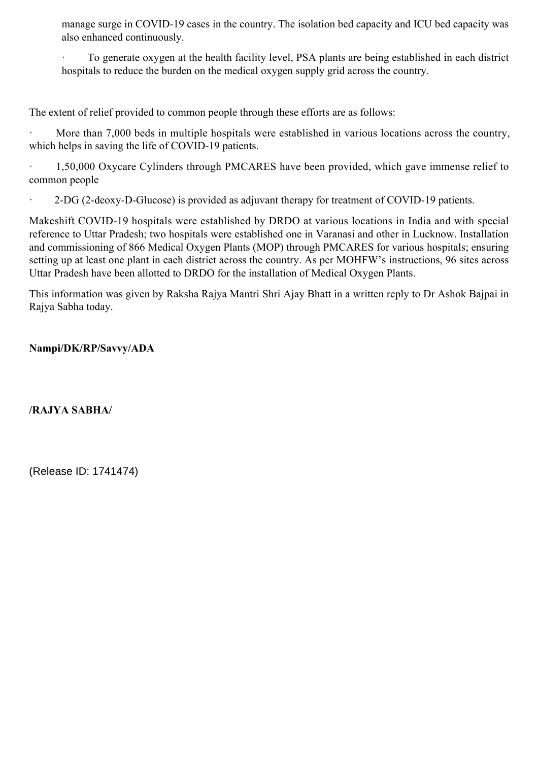manage surge in COVID-19 cases in the country. The isolation bed capacity and ICU bed capacity was also enhanced continuously.

- To generate oxygen at the health facility level, PSA plants are being established in each district hospitals to reduce the burden on the medical oxygen supply grid across the country.

The extent of relief provided to common people through these efforts are as follows:

- More than 7,000 beds in multiple hospitals were established in various locations across the country, which helps in saving the life of COVID-19 patients.
- 1,50,000 Oxycare Cylinders through PMCARES have been provided, which gave immense relief to common people
- 2-DG (2-deoxy-D-Glucose) is provided as adjuvant therapy for treatment of COVID-19 patients.

Makeshift COVID-19 hospitals were established by DRDO at various locations in India and with special reference to Uttar Pradesh; two hospitals were established one in Varanasi and other in Lucknow. Installation and commissioning of 866 Medical Oxygen Plants (MOP) through PMCARES for various hospitals; ensuring setting up at least one plant in each district across the country. As per MOHFW's instructions, 96 sites across Uttar Pradesh have been allotted to DRDO for the installation of Medical Oxygen Plants.

This information was given by Raksha Rajya Mantri Shri Ajay Bhatt in a written reply to Dr Ashok Bajpai in Rajya Sabha today.

**Nampi/DK/RP/Savvy/ADA**

**/RAJYA SABHA/**

(Release ID: 1741474)